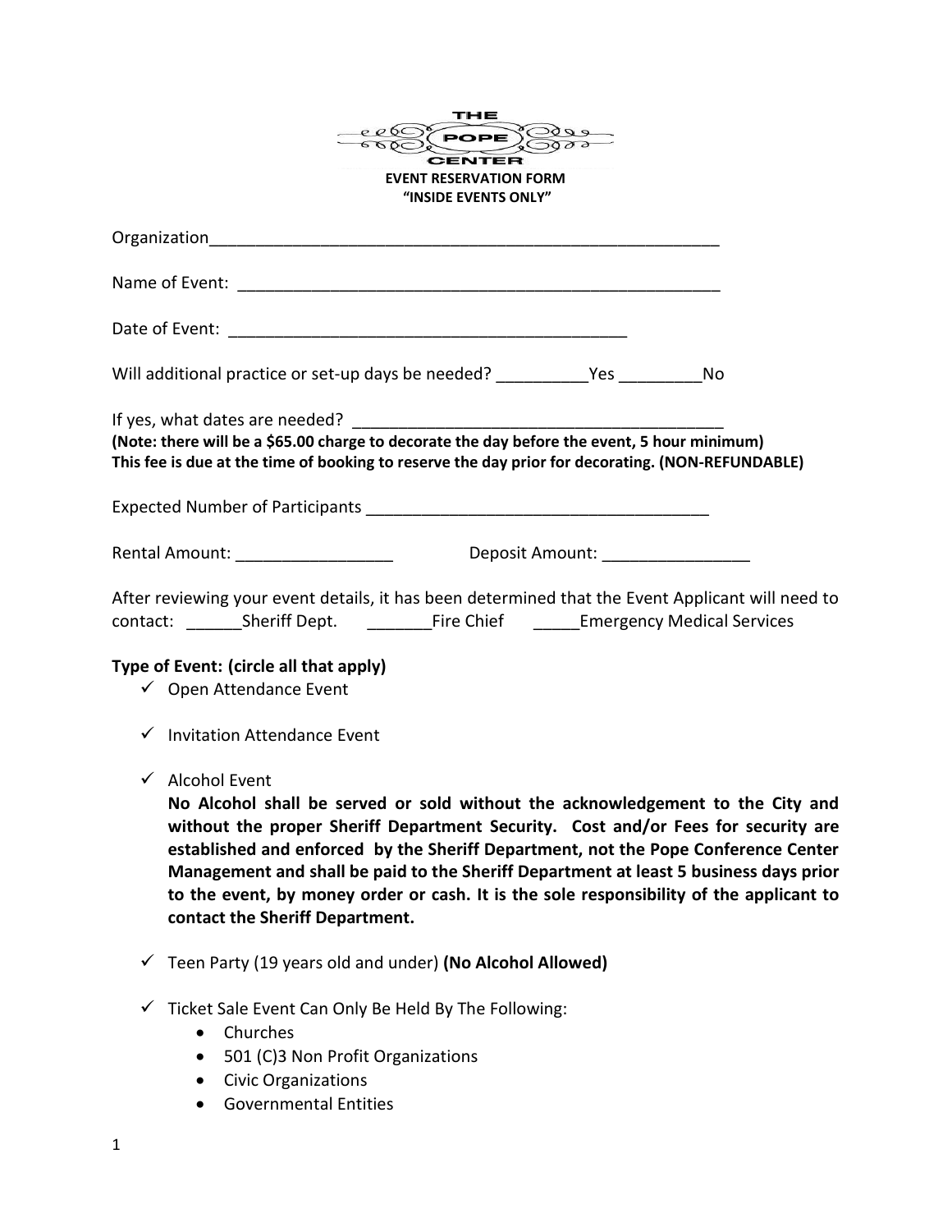# THE POPE CENTER

**EVENT RESERVATION FORM**
**"INSIDE EVENTS ONLY"**

Organization_________________________________________________________

Name of Event: _____________________________________________________

Date of Event: ____________________________________________

Will additional practice or set-up days be needed? __________Yes _________No

If yes, what dates are needed? ________________________________________
**(Note: there will be a $65.00 charge to decorate the day before the event, 5 hour minimum)**
**This fee is due at the time of booking to reserve the day prior for decorating. (NON-REFUNDABLE)**

Expected Number of Participants _____________________________________

Rental Amount: _________________ Deposit Amount: ________________

After reviewing your event details, it has been determined that the Event Applicant will need to contact: ______Sheriff Dept. _______Fire Chief _____Emergency Medical Services

**Type of Event: (circle all that apply)**

- ✓ Open Attendance Event
- ✓ Invitation Attendance Event
- ✓ Alcohol Event
  **No Alcohol shall be served or sold without the acknowledgement to the City and without the proper Sheriff Department Security. Cost and/or Fees for security are established and enforced by the Sheriff Department, not the Pope Conference Center Management and shall be paid to the Sheriff Department at least 5 business days prior to the event, by money order or cash. It is the sole responsibility of the applicant to contact the Sheriff Department.**
- ✓ Teen Party (19 years old and under) **(No Alcohol Allowed)**
- ✓ Ticket Sale Event Can Only Be Held By The Following:
  - Churches
  - 501 (C)3 Non Profit Organizations
  - Civic Organizations
  - Governmental Entities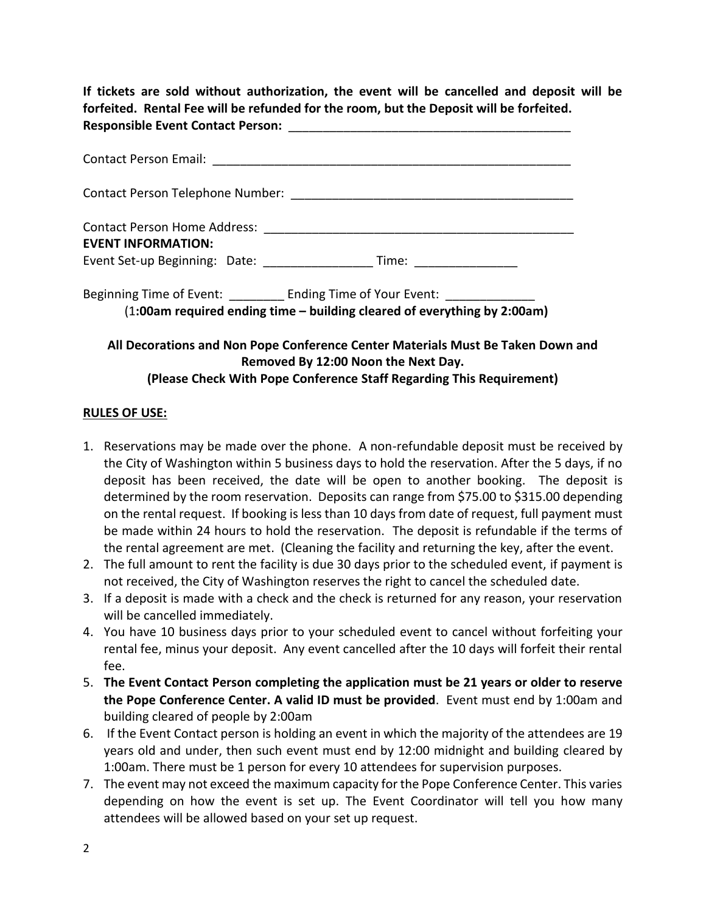**If tickets are sold without authorization, the event will be cancelled and deposit will be forfeited. Rental Fee will be refunded for the room, but the Deposit will be forfeited.**

**Responsible Event Contact Person:** ___________________________________________

Contact Person Email: _______________________________________________________

Contact Person Telephone Number: __________________________________________

Contact Person Home Address: ______________________________________________

**EVENT INFORMATION:**

Event Set-up Beginning: Date: ________________ Time: _______________

Beginning Time of Event: ________ Ending Time of Your Event: _____________

(1**:00am required ending time – building cleared of everything by 2:00am)**

**All Decorations and Non Pope Conference Center Materials Must Be Taken Down and Removed By 12:00 Noon the Next Day.**
**(Please Check With Pope Conference Staff Regarding This Requirement)**

**RULES OF USE:**

1. Reservations may be made over the phone. A non-refundable deposit must be received by the City of Washington within 5 business days to hold the reservation. After the 5 days, if no deposit has been received, the date will be open to another booking. The deposit is determined by the room reservation. Deposits can range from $75.00 to $315.00 depending on the rental request. If booking is less than 10 days from date of request, full payment must be made within 24 hours to hold the reservation. The deposit is refundable if the terms of the rental agreement are met. (Cleaning the facility and returning the key, after the event.
2. The full amount to rent the facility is due 30 days prior to the scheduled event, if payment is not received, the City of Washington reserves the right to cancel the scheduled date.
3. If a deposit is made with a check and the check is returned for any reason, your reservation will be cancelled immediately.
4. You have 10 business days prior to your scheduled event to cancel without forfeiting your rental fee, minus your deposit. Any event cancelled after the 10 days will forfeit their rental fee.
5. **The Event Contact Person completing the application must be 21 years or older to reserve the Pope Conference Center. A valid ID must be provided**. Event must end by 1:00am and building cleared of people by 2:00am
6. If the Event Contact person is holding an event in which the majority of the attendees are 19 years old and under, then such event must end by 12:00 midnight and building cleared by 1:00am. There must be 1 person for every 10 attendees for supervision purposes.
7. The event may not exceed the maximum capacity for the Pope Conference Center. This varies depending on how the event is set up. The Event Coordinator will tell you how many attendees will be allowed based on your set up request.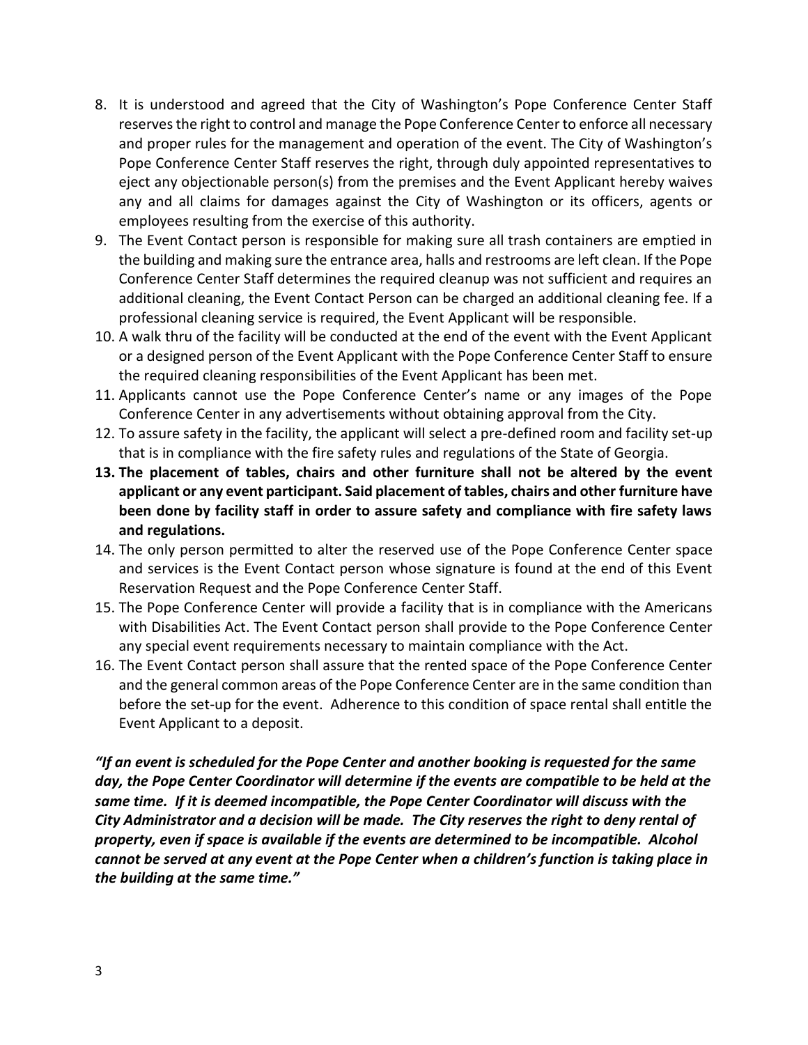8. It is understood and agreed that the City of Washington's Pope Conference Center Staff reserves the right to control and manage the Pope Conference Center to enforce all necessary and proper rules for the management and operation of the event. The City of Washington's Pope Conference Center Staff reserves the right, through duly appointed representatives to eject any objectionable person(s) from the premises and the Event Applicant hereby waives any and all claims for damages against the City of Washington or its officers, agents or employees resulting from the exercise of this authority.
9. The Event Contact person is responsible for making sure all trash containers are emptied in the building and making sure the entrance area, halls and restrooms are left clean. If the Pope Conference Center Staff determines the required cleanup was not sufficient and requires an additional cleaning, the Event Contact Person can be charged an additional cleaning fee. If a professional cleaning service is required, the Event Applicant will be responsible.
10. A walk thru of the facility will be conducted at the end of the event with the Event Applicant or a designed person of the Event Applicant with the Pope Conference Center Staff to ensure the required cleaning responsibilities of the Event Applicant has been met.
11. Applicants cannot use the Pope Conference Center's name or any images of the Pope Conference Center in any advertisements without obtaining approval from the City.
12. To assure safety in the facility, the applicant will select a pre-defined room and facility set-up that is in compliance with the fire safety rules and regulations of the State of Georgia.
13. **The placement of tables, chairs and other furniture shall not be altered by the event applicant or any event participant. Said placement of tables, chairs and other furniture have been done by facility staff in order to assure safety and compliance with fire safety laws and regulations.**
14. The only person permitted to alter the reserved use of the Pope Conference Center space and services is the Event Contact person whose signature is found at the end of this Event Reservation Request and the Pope Conference Center Staff.
15. The Pope Conference Center will provide a facility that is in compliance with the Americans with Disabilities Act. The Event Contact person shall provide to the Pope Conference Center any special event requirements necessary to maintain compliance with the Act.
16. The Event Contact person shall assure that the rented space of the Pope Conference Center and the general common areas of the Pope Conference Center are in the same condition than before the set-up for the event. Adherence to this condition of space rental shall entitle the Event Applicant to a deposit.

***"If an event is scheduled for the Pope Center and another booking is requested for the same day, the Pope Center Coordinator will determine if the events are compatible to be held at the same time. If it is deemed incompatible, the Pope Center Coordinator will discuss with the City Administrator and a decision will be made. The City reserves the right to deny rental of property, even if space is available if the events are determined to be incompatible. Alcohol cannot be served at any event at the Pope Center when a children's function is taking place in the building at the same time."***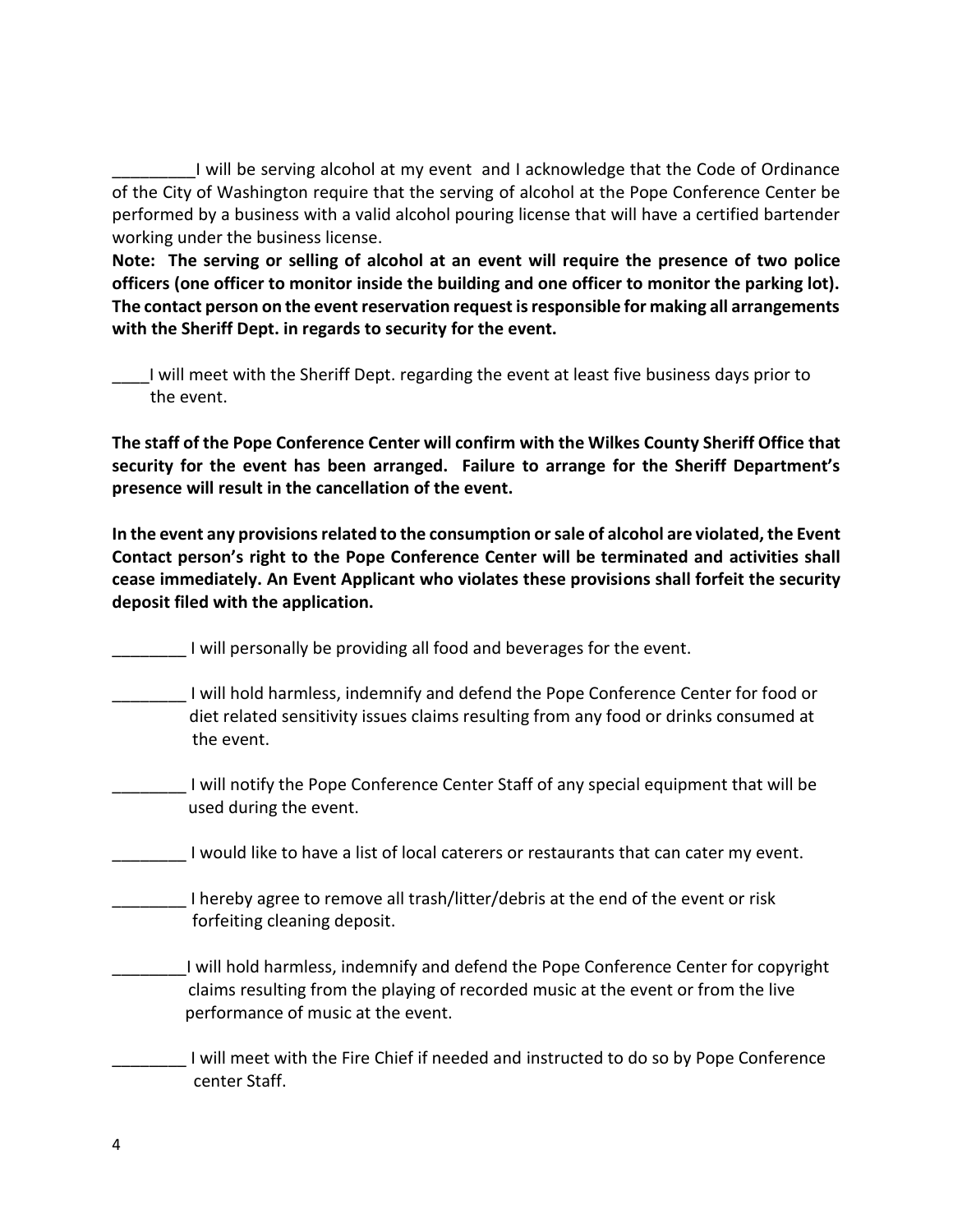_________I will be serving alcohol at my event and I acknowledge that the Code of Ordinance of the City of Washington require that the serving of alcohol at the Pope Conference Center be performed by a business with a valid alcohol pouring license that will have a certified bartender working under the business license.

**Note: The serving or selling of alcohol at an event will require the presence of two police officers (one officer to monitor inside the building and one officer to monitor the parking lot). The contact person on the event reservation request is responsible for making all arrangements with the Sheriff Dept. in regards to security for the event.**

____I will meet with the Sheriff Dept. regarding the event at least five business days prior to the event.

**The staff of the Pope Conference Center will confirm with the Wilkes County Sheriff Office that security for the event has been arranged. Failure to arrange for the Sheriff Department's presence will result in the cancellation of the event.**

**In the event any provisions related to the consumption or sale of alcohol are violated, the Event Contact person's right to the Pope Conference Center will be terminated and activities shall cease immediately. An Event Applicant who violates these provisions shall forfeit the security deposit filed with the application.**

________ I will personally be providing all food and beverages for the event.

________ I will hold harmless, indemnify and defend the Pope Conference Center for food or diet related sensitivity issues claims resulting from any food or drinks consumed at the event.

________ I will notify the Pope Conference Center Staff of any special equipment that will be used during the event.

________ I would like to have a list of local caterers or restaurants that can cater my event.

________ I hereby agree to remove all trash/litter/debris at the end of the event or risk forfeiting cleaning deposit.

________I will hold harmless, indemnify and defend the Pope Conference Center for copyright claims resulting from the playing of recorded music at the event or from the live performance of music at the event.

________ I will meet with the Fire Chief if needed and instructed to do so by Pope Conference center Staff.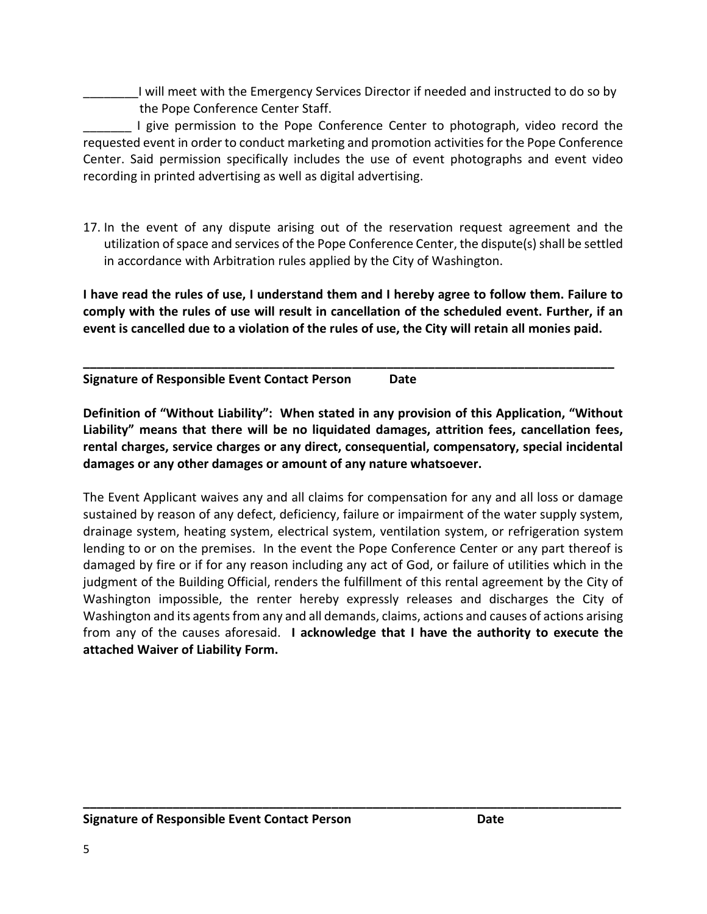________I will meet with the Emergency Services Director if needed and instructed to do so by the Pope Conference Center Staff.

_______ I give permission to the Pope Conference Center to photograph, video record the requested event in order to conduct marketing and promotion activities for the Pope Conference Center. Said permission specifically includes the use of event photographs and event video recording in printed advertising as well as digital advertising.

17. In the event of any dispute arising out of the reservation request agreement and the utilization of space and services of the Pope Conference Center, the dispute(s) shall be settled in accordance with Arbitration rules applied by the City of Washington.

**I have read the rules of use, I understand them and I hereby agree to follow them. Failure to comply with the rules of use will result in cancellation of the scheduled event. Further, if an event is cancelled due to a violation of the rules of use, the City will retain all monies paid.**

______________________________________________________________________________

**Signature of Responsible Event Contact Person Date**

**Definition of "Without Liability": When stated in any provision of this Application, "Without Liability" means that there will be no liquidated damages, attrition fees, cancellation fees, rental charges, service charges or any direct, consequential, compensatory, special incidental damages or any other damages or amount of any nature whatsoever.**

The Event Applicant waives any and all claims for compensation for any and all loss or damage sustained by reason of any defect, deficiency, failure or impairment of the water supply system, drainage system, heating system, electrical system, ventilation system, or refrigeration system lending to or on the premises. In the event the Pope Conference Center or any part thereof is damaged by fire or if for any reason including any act of God, or failure of utilities which in the judgment of the Building Official, renders the fulfillment of this rental agreement by the City of Washington impossible, the renter hereby expressly releases and discharges the City of Washington and its agents from any and all demands, claims, actions and causes of actions arising from any of the causes aforesaid. **I acknowledge that I have the authority to execute the attached Waiver of Liability Form.**

______________________________________________________________________________

**Signature of Responsible Event Contact Person Date**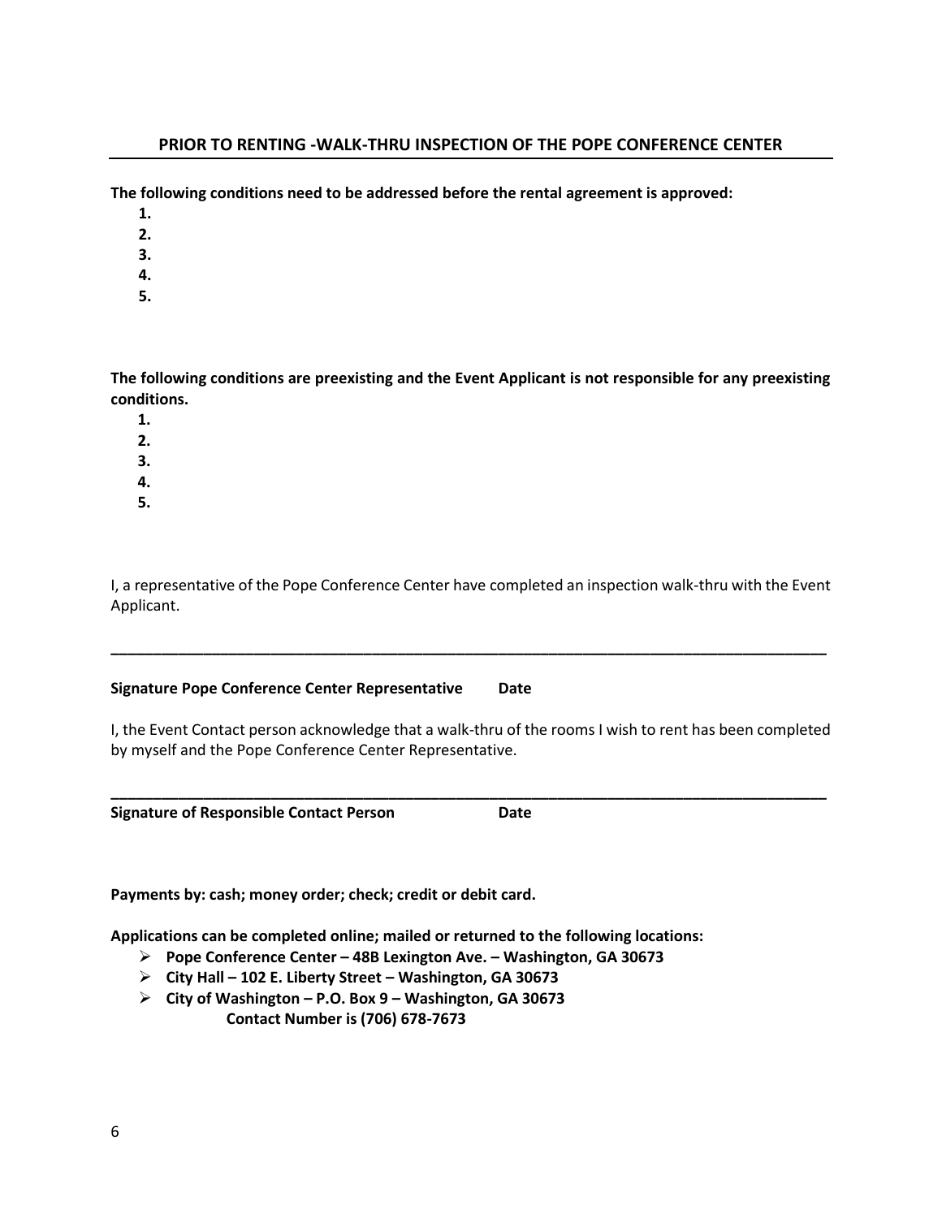## PRIOR TO RENTING -WALK-THRU INSPECTION OF THE POPE CONFERENCE CENTER

**The following conditions need to be addressed before the rental agreement is approved:**

1.
2.
3.
4.
5.

**The following conditions are preexisting and the Event Applicant is not responsible for any preexisting conditions.**

1.
2.
3.
4.
5.

I, a representative of the Pope Conference Center have completed an inspection walk-thru with the Event Applicant.

______________________________________________________________________________

**Signature Pope Conference Center Representative Date**

I, the Event Contact person acknowledge that a walk-thru of the rooms I wish to rent has been completed by myself and the Pope Conference Center Representative.

______________________________________________________________________________

**Signature of Responsible Contact Person Date**

**Payments by: cash; money order; check; credit or debit card.**

**Applications can be completed online; mailed or returned to the following locations:**

- **Pope Conference Center – 48B Lexington Ave. – Washington, GA 30673**
- **City Hall – 102 E. Liberty Street – Washington, GA 30673**
- **City of Washington – P.O. Box 9 – Washington, GA 30673**
  **Contact Number is (706) 678-7673**